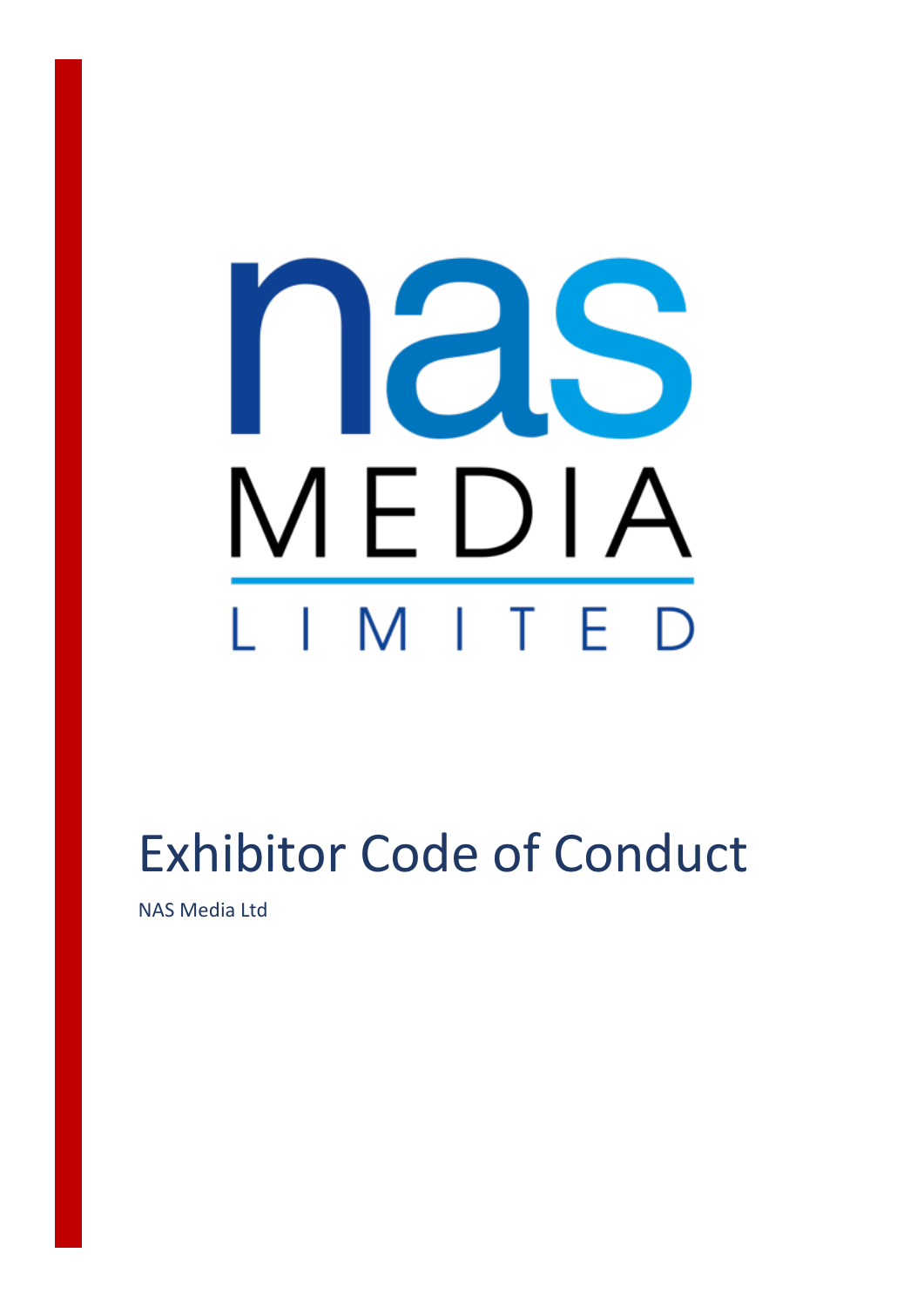nas MEDIA LIMITED

# Exhibitor Code of Conduct

NAS Media Ltd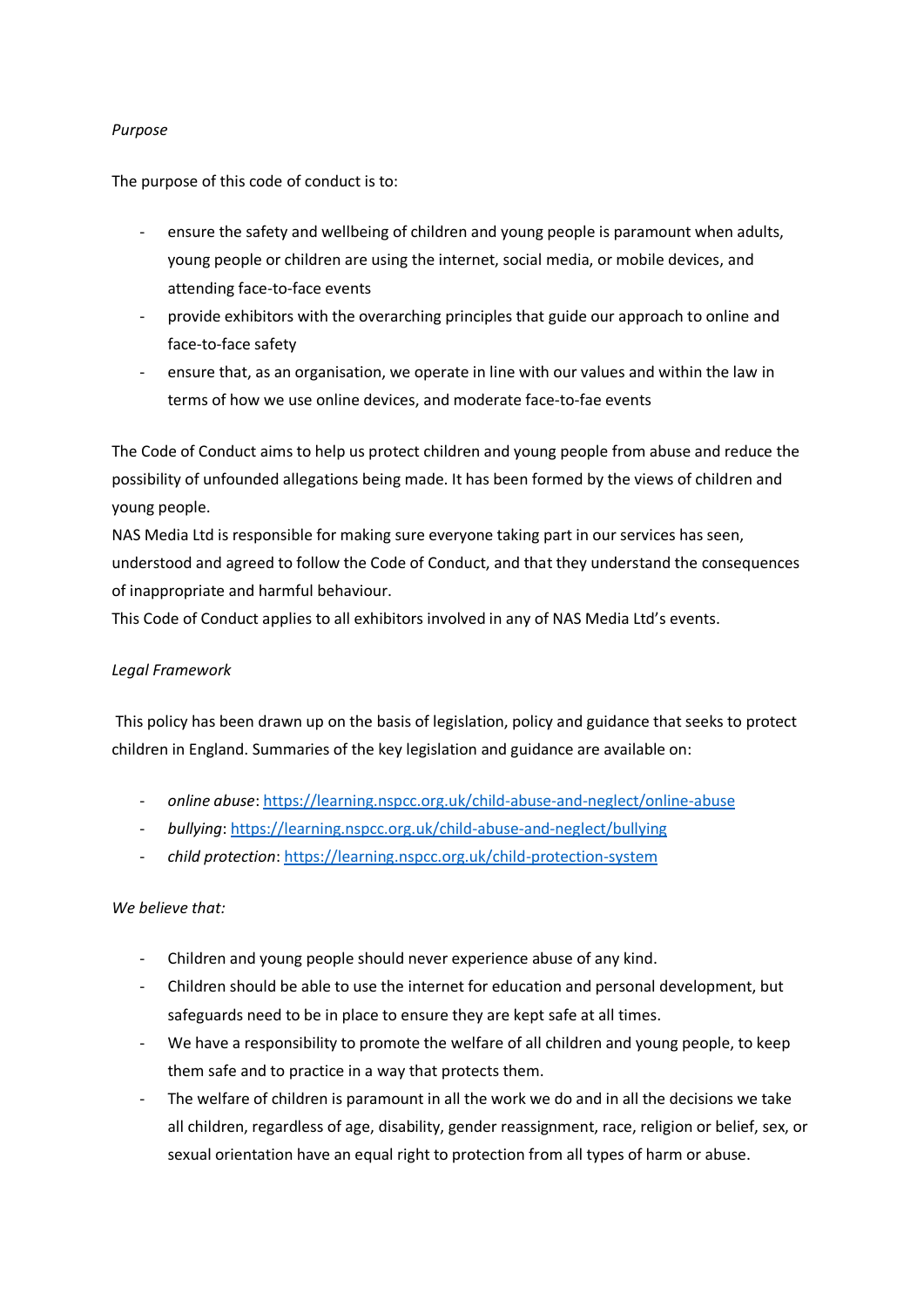*Purpose*

The purpose of this code of conduct is to:

- ensure the safety and wellbeing of children and young people is paramount when adults, young people or children are using the internet, social media, or mobile devices, and attending face-to-face events
- provide exhibitors with the overarching principles that guide our approach to online and face-to-face safety
- ensure that, as an organisation, we operate in line with our values and within the law in terms of how we use online devices, and moderate face-to-fae events

The Code of Conduct aims to help us protect children and young people from abuse and reduce the possibility of unfounded allegations being made. It has been formed by the views of children and young people.

NAS Media Ltd is responsible for making sure everyone taking part in our services has seen, understood and agreed to follow the Code of Conduct, and that they understand the consequences of inappropriate and harmful behaviour.

This Code of Conduct applies to all exhibitors involved in any of NAS Media Ltd's events.

*Legal Framework*

This policy has been drawn up on the basis of legislation, policy and guidance that seeks to protect children in England. Summaries of the key legislation and guidance are available on:

- *online abuse*: https://learning.nspcc.org.uk/child-abuse-and-neglect/online-abuse
- *bullying*: https://learning.nspcc.org.uk/child-abuse-and-neglect/bullying
- *child protection*: https://learning.nspcc.org.uk/child-protection-system

*We believe that:*

- Children and young people should never experience abuse of any kind.
- Children should be able to use the internet for education and personal development, but safeguards need to be in place to ensure they are kept safe at all times.
- We have a responsibility to promote the welfare of all children and young people, to keep them safe and to practice in a way that protects them.
- The welfare of children is paramount in all the work we do and in all the decisions we take all children, regardless of age, disability, gender reassignment, race, religion or belief, sex, or sexual orientation have an equal right to protection from all types of harm or abuse.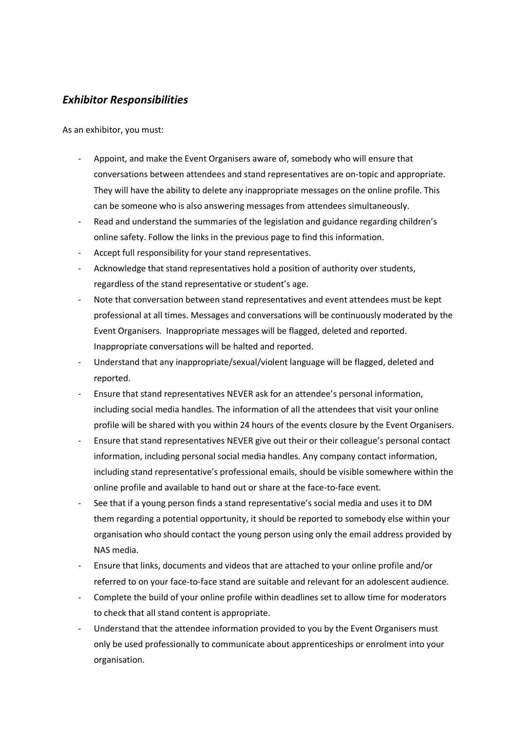## *Exhibitor Responsibilities*

As an exhibitor, you must:

- Appoint, and make the Event Organisers aware of, somebody who will ensure that conversations between attendees and stand representatives are on-topic and appropriate. They will have the ability to delete any inappropriate messages on the online profile. This can be someone who is also answering messages from attendees simultaneously.
- Read and understand the summaries of the legislation and guidance regarding children's online safety. Follow the links in the previous page to find this information.
- Accept full responsibility for your stand representatives.
- Acknowledge that stand representatives hold a position of authority over students, regardless of the stand representative or student's age.
- Note that conversation between stand representatives and event attendees must be kept professional at all times. Messages and conversations will be continuously moderated by the Event Organisers. Inappropriate messages will be flagged, deleted and reported. Inappropriate conversations will be halted and reported.
- Understand that any inappropriate/sexual/violent language will be flagged, deleted and reported.
- Ensure that stand representatives NEVER ask for an attendee's personal information, including social media handles. The information of all the attendees that visit your online profile will be shared with you within 24 hours of the events closure by the Event Organisers.
- Ensure that stand representatives NEVER give out their or their colleague's personal contact information, including personal social media handles. Any company contact information, including stand representative's professional emails, should be visible somewhere within the online profile and available to hand out or share at the face-to-face event.
- See that if a young person finds a stand representative's social media and uses it to DM them regarding a potential opportunity, it should be reported to somebody else within your organisation who should contact the young person using only the email address provided by NAS media.
- Ensure that links, documents and videos that are attached to your online profile and/or referred to on your face-to-face stand are suitable and relevant for an adolescent audience.
- Complete the build of your online profile within deadlines set to allow time for moderators to check that all stand content is appropriate.
- Understand that the attendee information provided to you by the Event Organisers must only be used professionally to communicate about apprenticeships or enrolment into your organisation.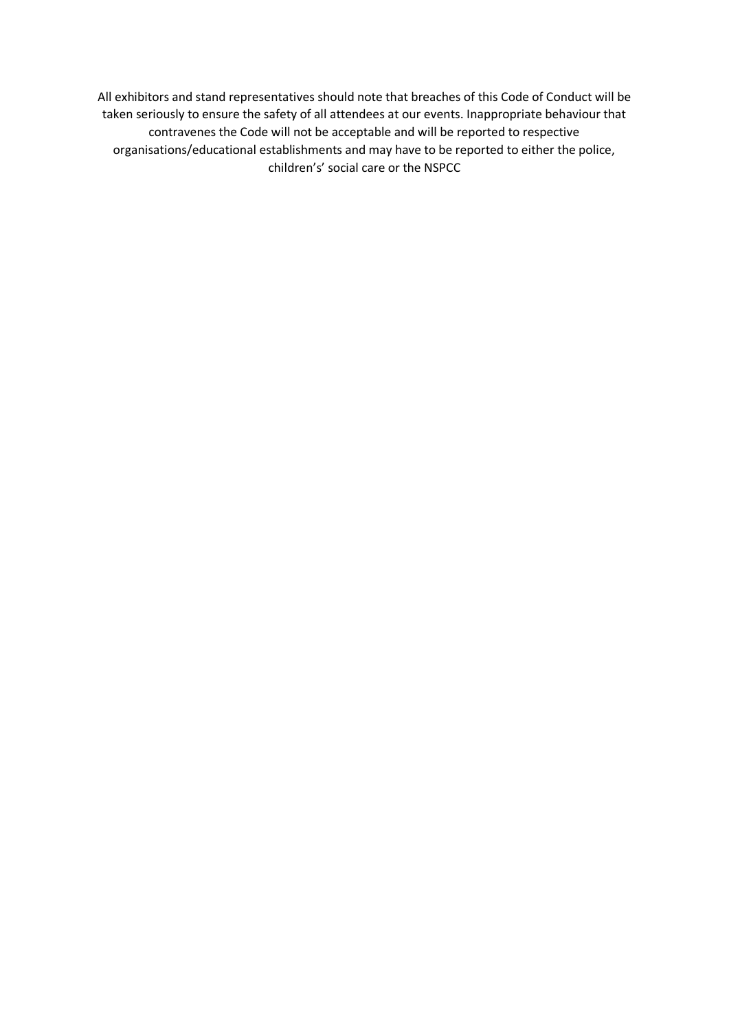All exhibitors and stand representatives should note that breaches of this Code of Conduct will be taken seriously to ensure the safety of all attendees at our events. Inappropriate behaviour that contravenes the Code will not be acceptable and will be reported to respective organisations/educational establishments and may have to be reported to either the police, children's' social care or the NSPCC